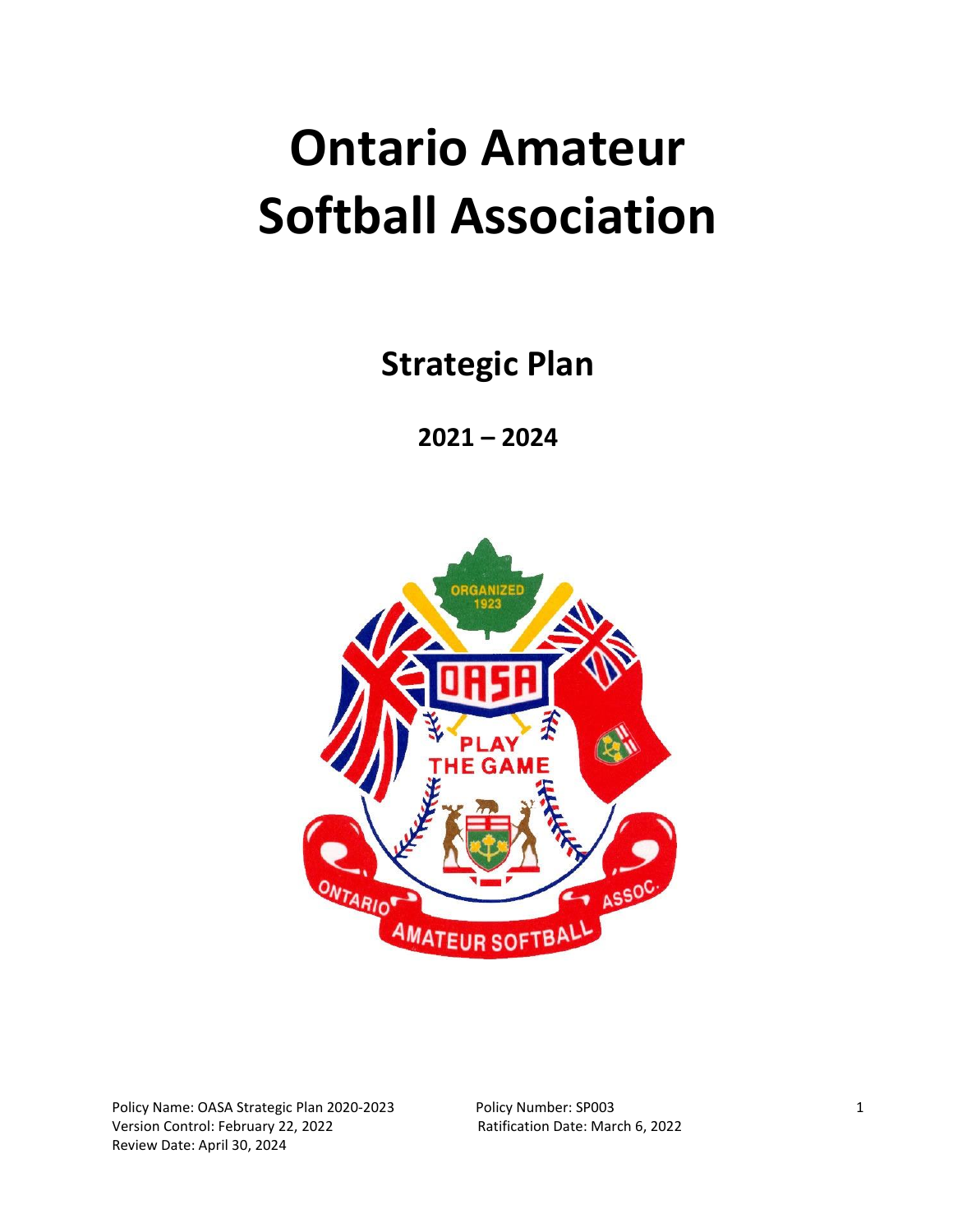# Ontario Amateur Softball Association

## Strategic Plan

### 2021 – 2024

Policy Name: OASA Strategic Plan 2020-2023
Version Control: February 22, 2022
Review Date: April 30, 2024
Policy Number: SP003
Ratification Date: March 6, 2022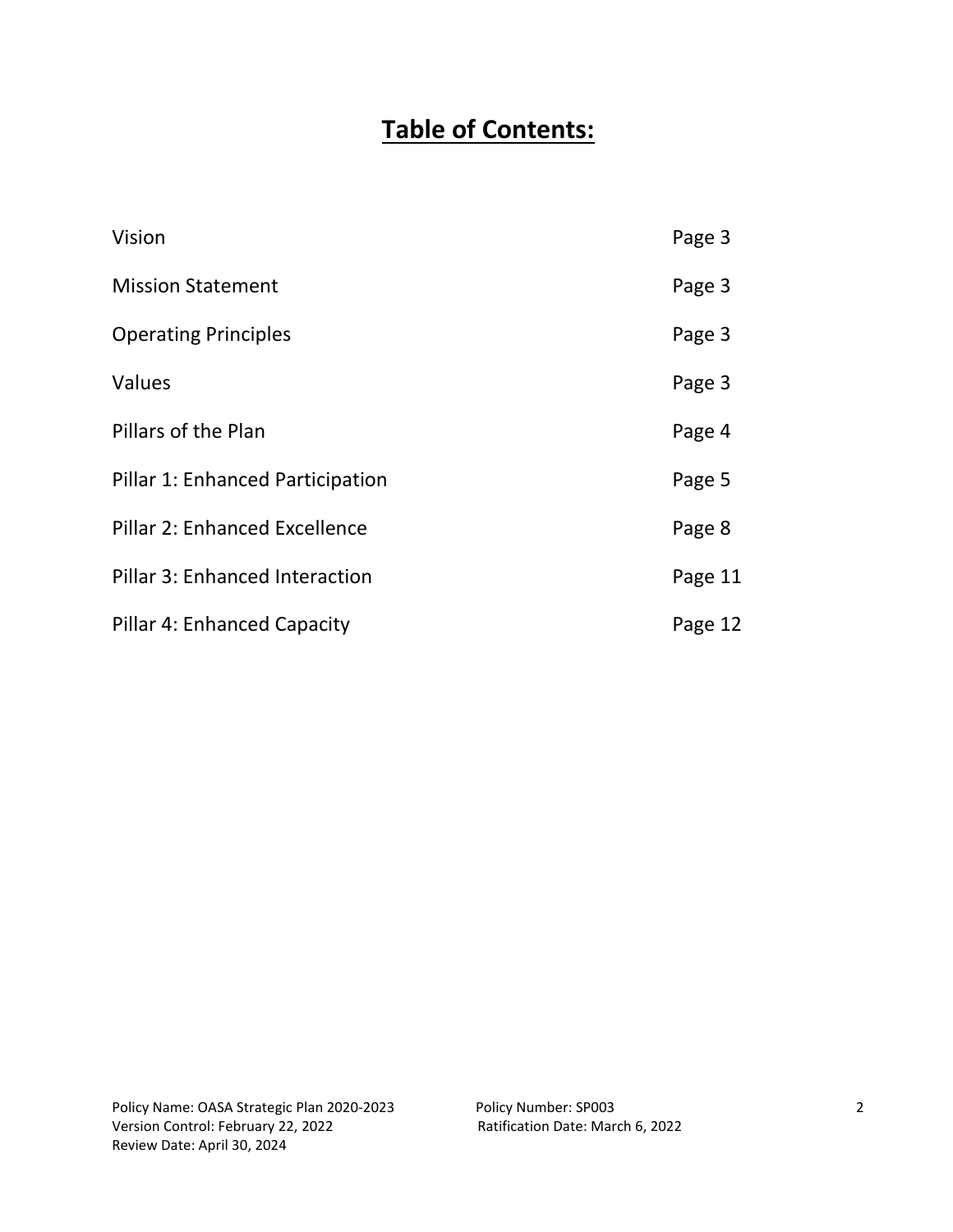# Table of Contents:

| | |
|---|---|
| Vision | Page 3 |
| Mission Statement | Page 3 |
| Operating Principles | Page 3 |
| Values | Page 3 |
| Pillars of the Plan | Page 4 |
| Pillar 1: Enhanced Participation | Page 5 |
| Pillar 2: Enhanced Excellence | Page 8 |
| Pillar 3: Enhanced Interaction | Page 11 |
| Pillar 4: Enhanced Capacity | Page 12 |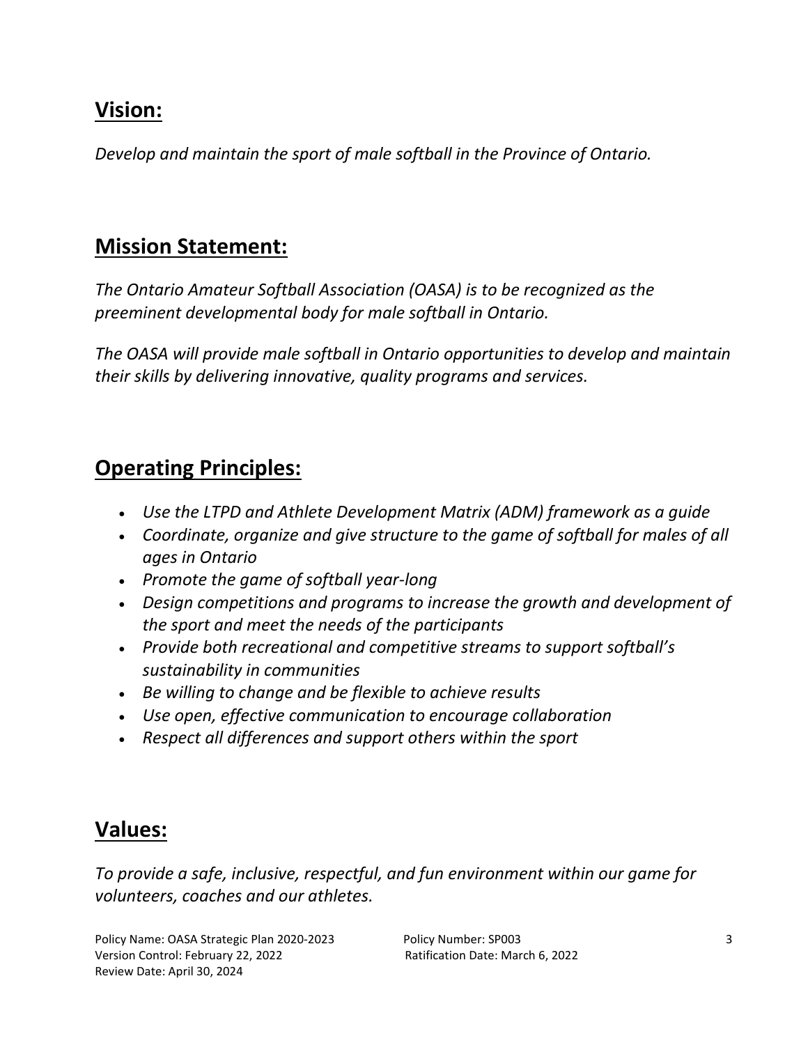## Vision:

*Develop and maintain the sport of male softball in the Province of Ontario.*

## Mission Statement:

*The Ontario Amateur Softball Association (OASA) is to be recognized as the preeminent developmental body for male softball in Ontario.*

*The OASA will provide male softball in Ontario opportunities to develop and maintain their skills by delivering innovative, quality programs and services.*

## Operating Principles:

- *Use the LTPD and Athlete Development Matrix (ADM) framework as a guide*
- *Coordinate, organize and give structure to the game of softball for males of all ages in Ontario*
- *Promote the game of softball year-long*
- *Design competitions and programs to increase the growth and development of the sport and meet the needs of the participants*
- *Provide both recreational and competitive streams to support softball's sustainability in communities*
- *Be willing to change and be flexible to achieve results*
- *Use open, effective communication to encourage collaboration*
- *Respect all differences and support others within the sport*

## Values:

*To provide a safe, inclusive, respectful, and fun environment within our game for volunteers, coaches and our athletes.*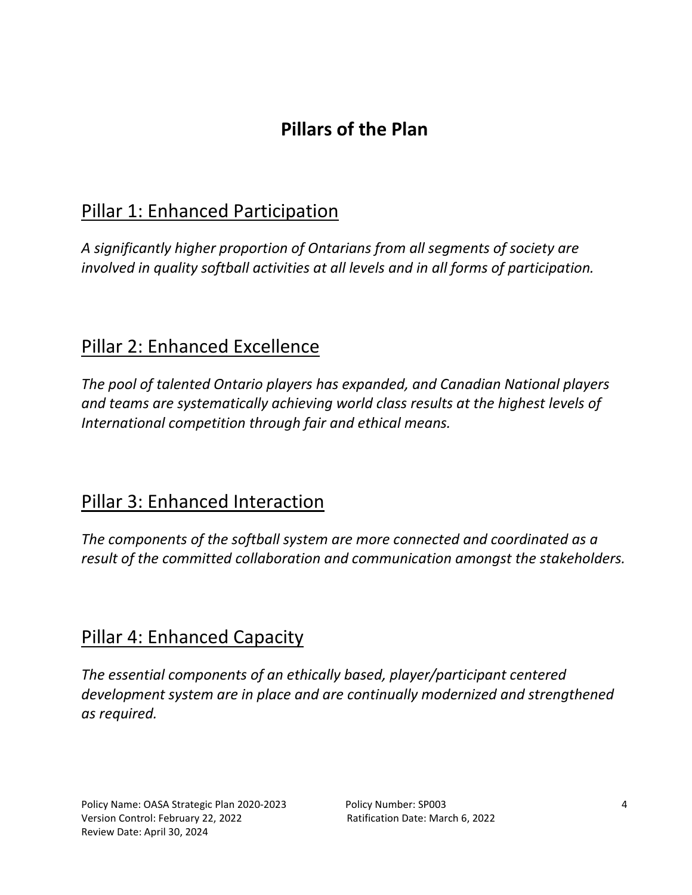# Pillars of the Plan

## Pillar 1: Enhanced Participation

*A significantly higher proportion of Ontarians from all segments of society are involved in quality softball activities at all levels and in all forms of participation.*

## Pillar 2: Enhanced Excellence

*The pool of talented Ontario players has expanded, and Canadian National players and teams are systematically achieving world class results at the highest levels of International competition through fair and ethical means.*

## Pillar 3: Enhanced Interaction

*The components of the softball system are more connected and coordinated as a result of the committed collaboration and communication amongst the stakeholders.*

## Pillar 4: Enhanced Capacity

*The essential components of an ethically based, player/participant centered development system are in place and are continually modernized and strengthened as required.*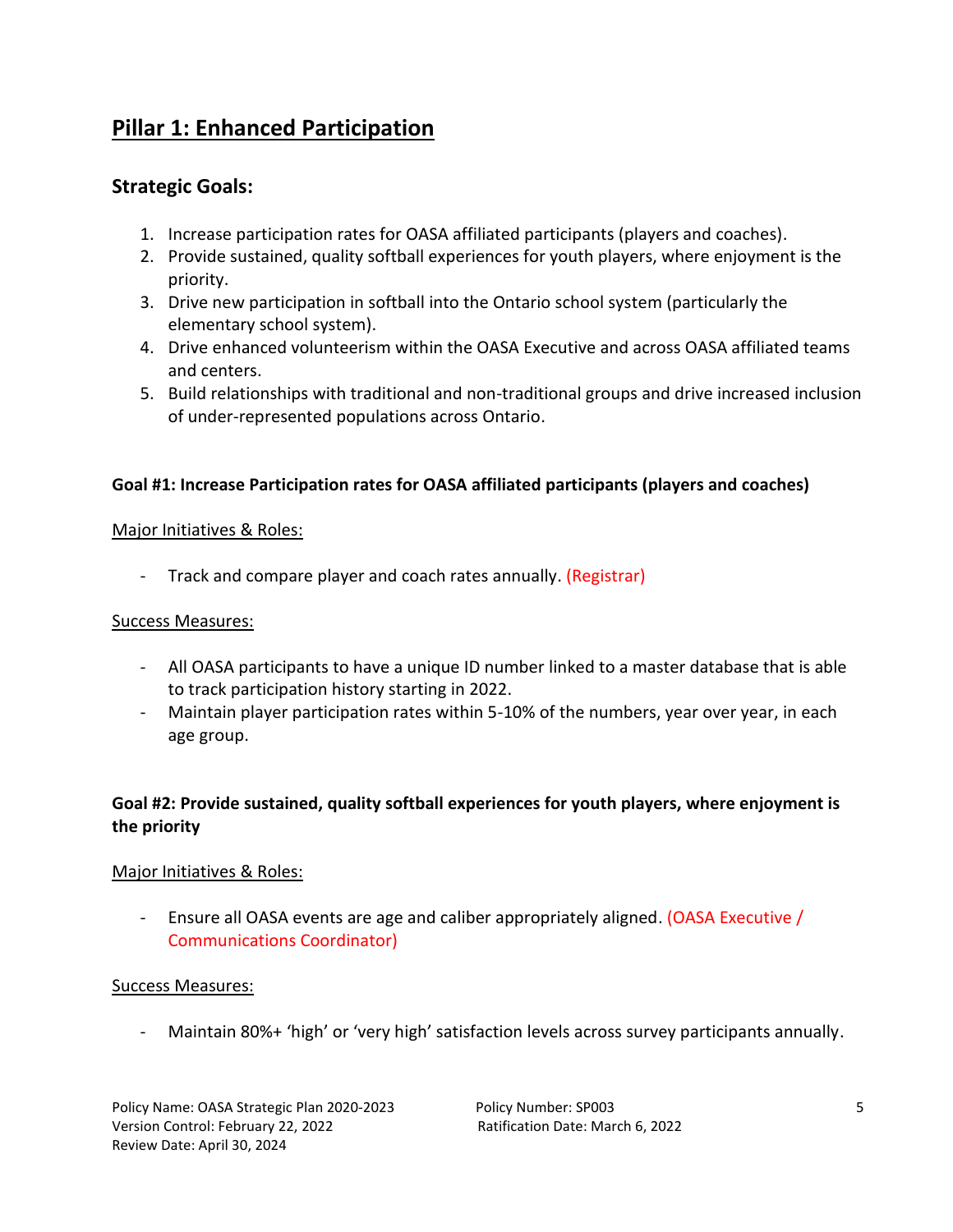## Pillar 1: Enhanced Participation

### Strategic Goals:

1. Increase participation rates for OASA affiliated participants (players and coaches).
2. Provide sustained, quality softball experiences for youth players, where enjoyment is the priority.
3. Drive new participation in softball into the Ontario school system (particularly the elementary school system).
4. Drive enhanced volunteerism within the OASA Executive and across OASA affiliated teams and centers.
5. Build relationships with traditional and non-traditional groups and drive increased inclusion of under-represented populations across Ontario.

**Goal #1: Increase Participation rates for OASA affiliated participants (players and coaches)**

Major Initiatives & Roles:

- Track and compare player and coach rates annually. (Registrar)

Success Measures:

- All OASA participants to have a unique ID number linked to a master database that is able to track participation history starting in 2022.
- Maintain player participation rates within 5-10% of the numbers, year over year, in each age group.

**Goal #2: Provide sustained, quality softball experiences for youth players, where enjoyment is the priority**

Major Initiatives & Roles:

- Ensure all OASA events are age and caliber appropriately aligned. (OASA Executive / Communications Coordinator)

Success Measures:

- Maintain 80%+ 'high' or 'very high' satisfaction levels across survey participants annually.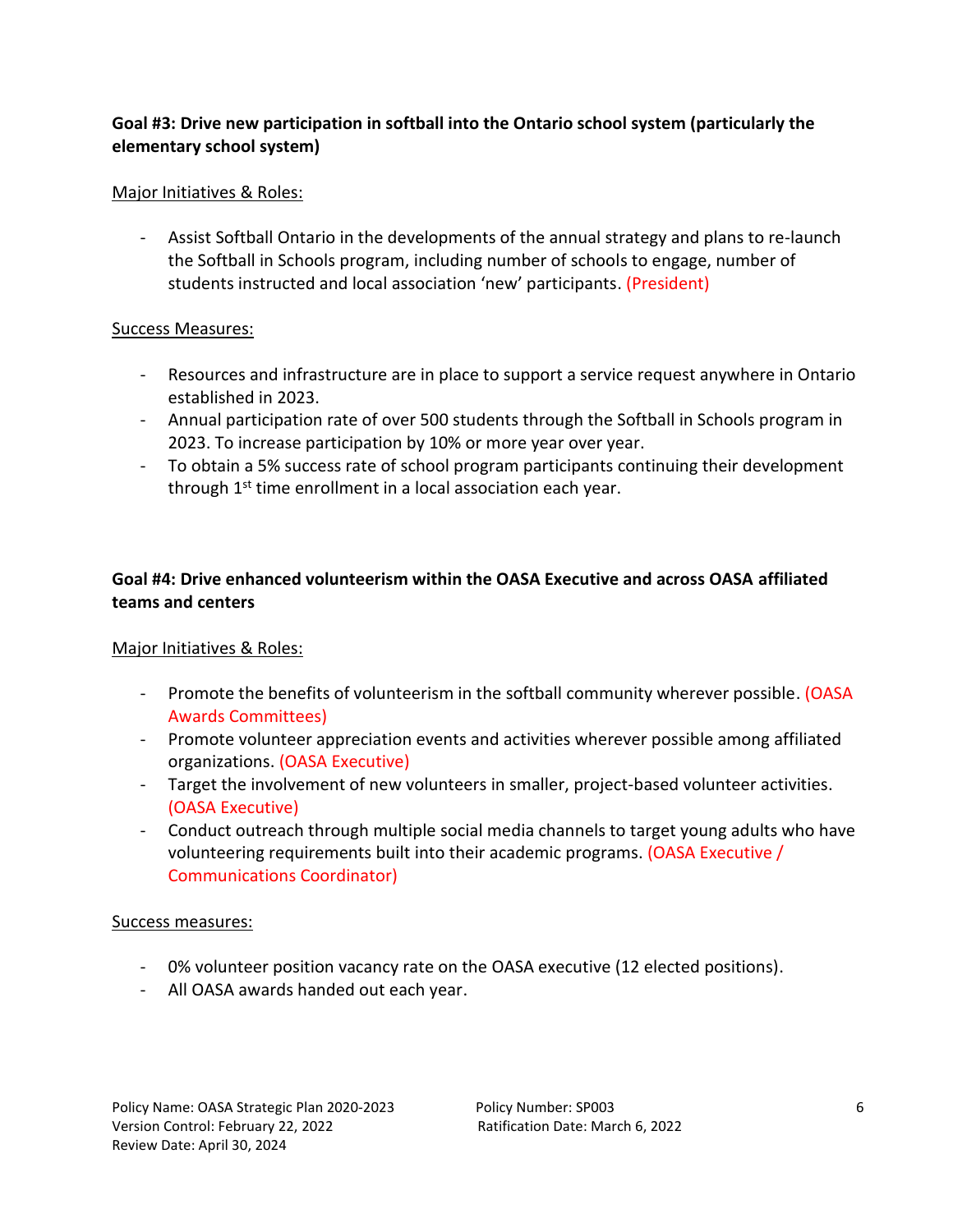**Goal #3: Drive new participation in softball into the Ontario school system (particularly the elementary school system)**

Major Initiatives & Roles:

- Assist Softball Ontario in the developments of the annual strategy and plans to re-launch the Softball in Schools program, including number of schools to engage, number of students instructed and local association 'new' participants. (President)

Success Measures:

- Resources and infrastructure are in place to support a service request anywhere in Ontario established in 2023.
- Annual participation rate of over 500 students through the Softball in Schools program in 2023. To increase participation by 10% or more year over year.
- To obtain a 5% success rate of school program participants continuing their development through 1st time enrollment in a local association each year.

**Goal #4: Drive enhanced volunteerism within the OASA Executive and across OASA affiliated teams and centers**

Major Initiatives & Roles:

- Promote the benefits of volunteerism in the softball community wherever possible. (OASA Awards Committees)
- Promote volunteer appreciation events and activities wherever possible among affiliated organizations. (OASA Executive)
- Target the involvement of new volunteers in smaller, project-based volunteer activities. (OASA Executive)
- Conduct outreach through multiple social media channels to target young adults who have volunteering requirements built into their academic programs. (OASA Executive / Communications Coordinator)

Success measures:

- 0% volunteer position vacancy rate on the OASA executive (12 elected positions).
- All OASA awards handed out each year.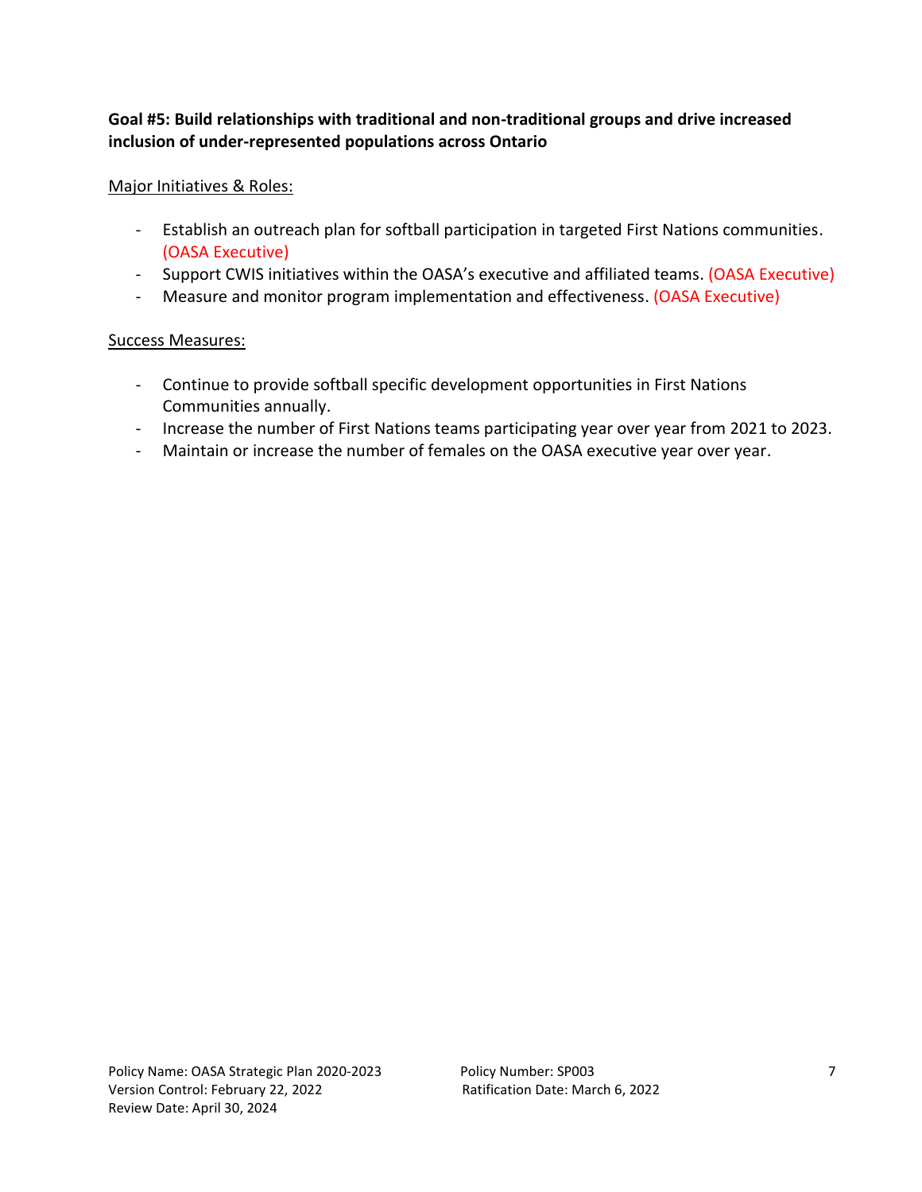**Goal #5: Build relationships with traditional and non-traditional groups and drive increased inclusion of under-represented populations across Ontario**

Major Initiatives & Roles:

- Establish an outreach plan for softball participation in targeted First Nations communities. (OASA Executive)
- Support CWIS initiatives within the OASA's executive and affiliated teams. (OASA Executive)
- Measure and monitor program implementation and effectiveness. (OASA Executive)

Success Measures:

- Continue to provide softball specific development opportunities in First Nations Communities annually.
- Increase the number of First Nations teams participating year over year from 2021 to 2023.
- Maintain or increase the number of females on the OASA executive year over year.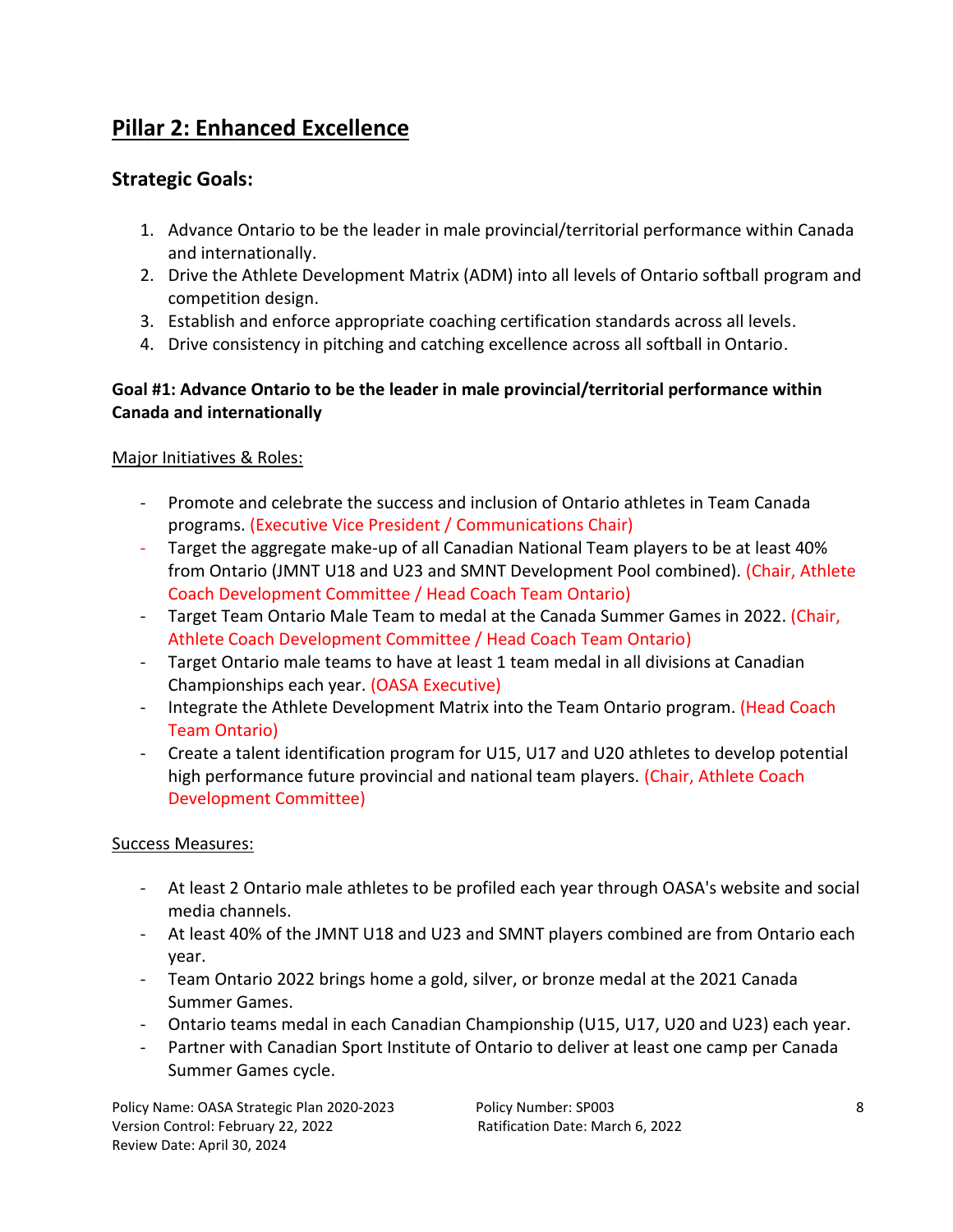## Pillar 2: Enhanced Excellence

### Strategic Goals:

1. Advance Ontario to be the leader in male provincial/territorial performance within Canada and internationally.
2. Drive the Athlete Development Matrix (ADM) into all levels of Ontario softball program and competition design.
3. Establish and enforce appropriate coaching certification standards across all levels.
4. Drive consistency in pitching and catching excellence across all softball in Ontario.

**Goal #1: Advance Ontario to be the leader in male provincial/territorial performance within Canada and internationally**

Major Initiatives & Roles:

- Promote and celebrate the success and inclusion of Ontario athletes in Team Canada programs. (Executive Vice President / Communications Chair)
- Target the aggregate make-up of all Canadian National Team players to be at least 40% from Ontario (JMNT U18 and U23 and SMNT Development Pool combined). (Chair, Athlete Coach Development Committee / Head Coach Team Ontario)
- Target Team Ontario Male Team to medal at the Canada Summer Games in 2022. (Chair, Athlete Coach Development Committee / Head Coach Team Ontario)
- Target Ontario male teams to have at least 1 team medal in all divisions at Canadian Championships each year. (OASA Executive)
- Integrate the Athlete Development Matrix into the Team Ontario program. (Head Coach Team Ontario)
- Create a talent identification program for U15, U17 and U20 athletes to develop potential high performance future provincial and national team players. (Chair, Athlete Coach Development Committee)

Success Measures:

- At least 2 Ontario male athletes to be profiled each year through OASA's website and social media channels.
- At least 40% of the JMNT U18 and U23 and SMNT players combined are from Ontario each year.
- Team Ontario 2022 brings home a gold, silver, or bronze medal at the 2021 Canada Summer Games.
- Ontario teams medal in each Canadian Championship (U15, U17, U20 and U23) each year.
- Partner with Canadian Sport Institute of Ontario to deliver at least one camp per Canada Summer Games cycle.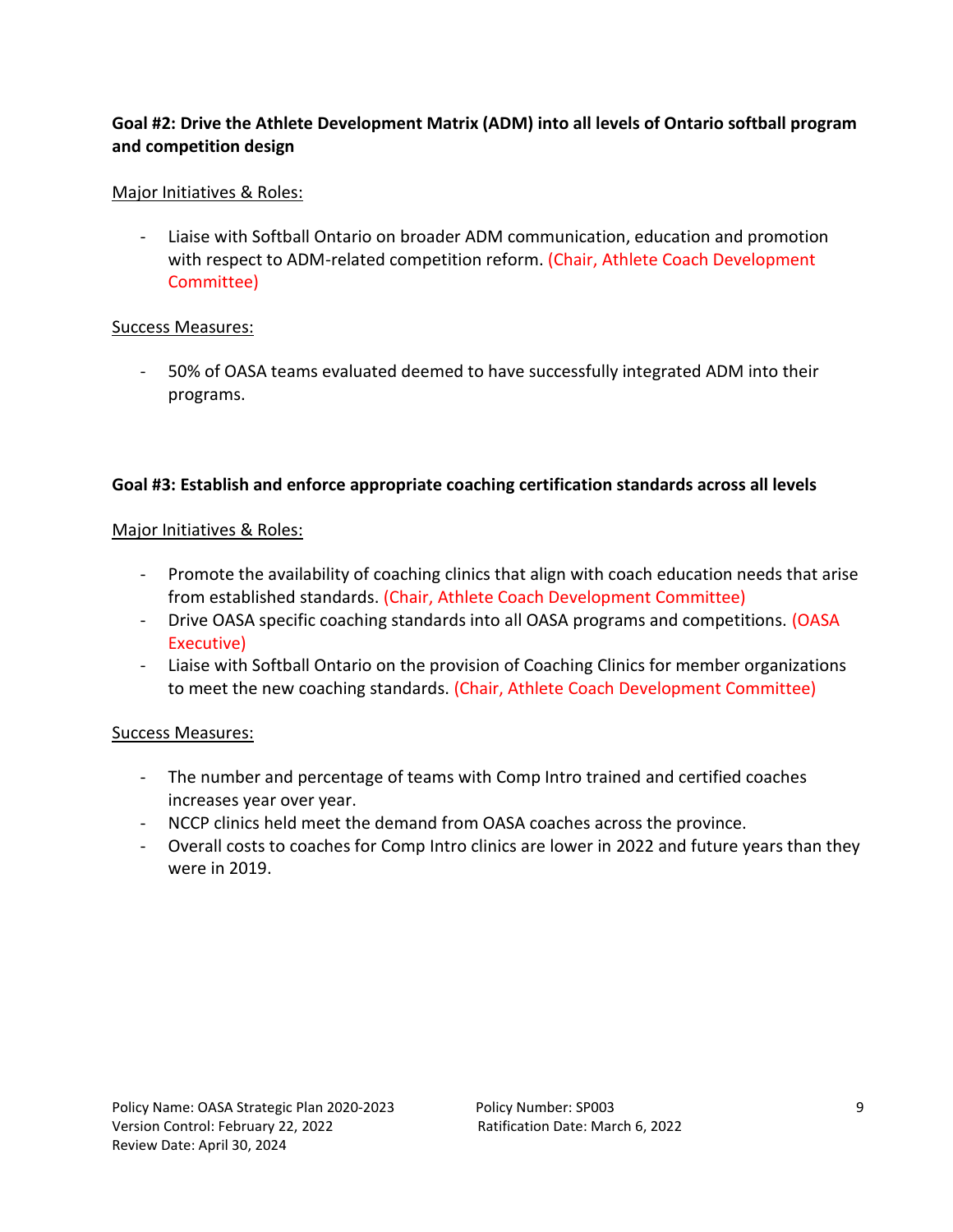**Goal #2: Drive the Athlete Development Matrix (ADM) into all levels of Ontario softball program and competition design**

Major Initiatives & Roles:

- Liaise with Softball Ontario on broader ADM communication, education and promotion with respect to ADM-related competition reform. (Chair, Athlete Coach Development Committee)

Success Measures:

- 50% of OASA teams evaluated deemed to have successfully integrated ADM into their programs.

**Goal #3: Establish and enforce appropriate coaching certification standards across all levels**

Major Initiatives & Roles:

- Promote the availability of coaching clinics that align with coach education needs that arise from established standards. (Chair, Athlete Coach Development Committee)
- Drive OASA specific coaching standards into all OASA programs and competitions. (OASA Executive)
- Liaise with Softball Ontario on the provision of Coaching Clinics for member organizations to meet the new coaching standards. (Chair, Athlete Coach Development Committee)

Success Measures:

- The number and percentage of teams with Comp Intro trained and certified coaches increases year over year.
- NCCP clinics held meet the demand from OASA coaches across the province.
- Overall costs to coaches for Comp Intro clinics are lower in 2022 and future years than they were in 2019.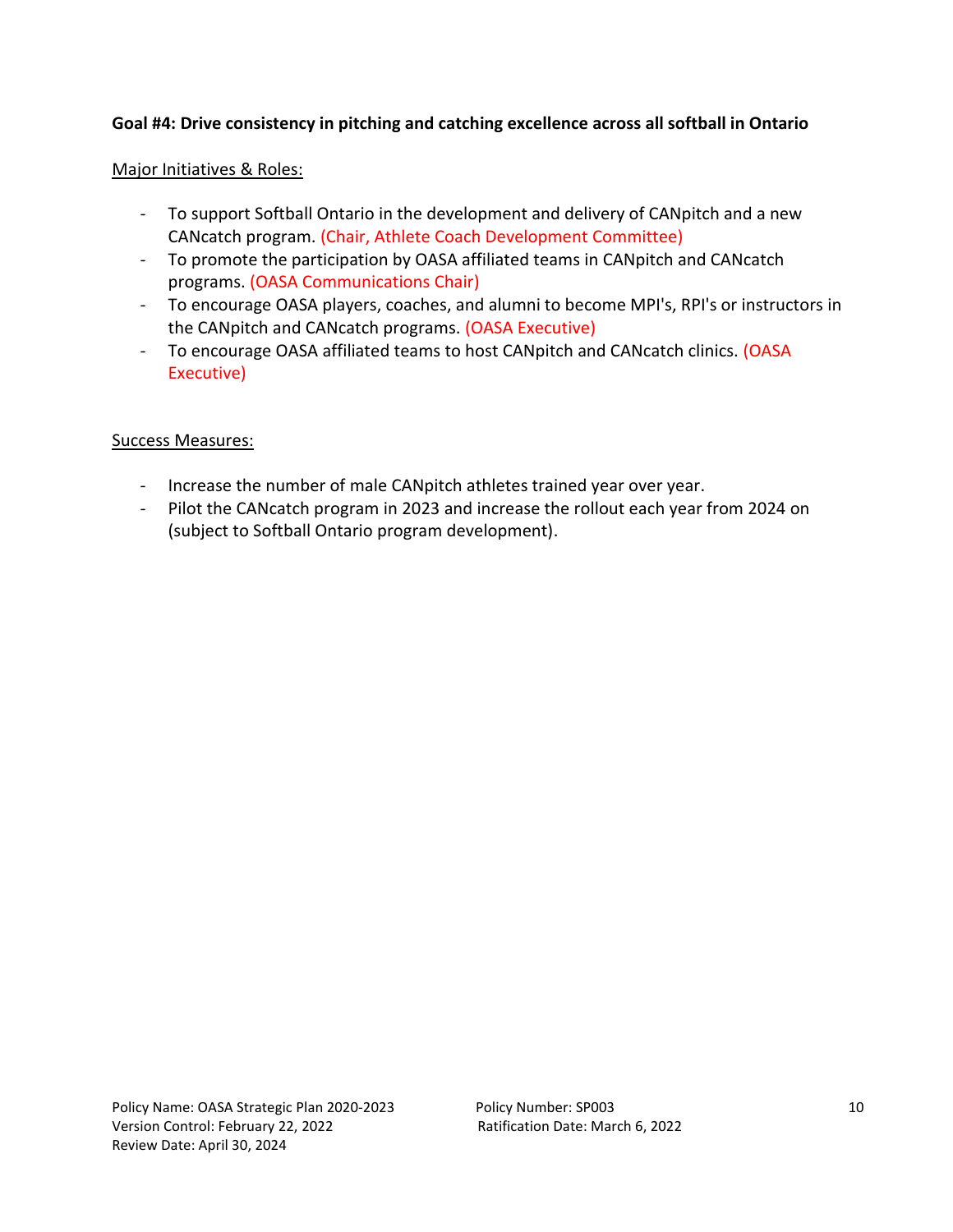**Goal #4: Drive consistency in pitching and catching excellence across all softball in Ontario**

Major Initiatives & Roles:

- To support Softball Ontario in the development and delivery of CANpitch and a new CANcatch program. (Chair, Athlete Coach Development Committee)
- To promote the participation by OASA affiliated teams in CANpitch and CANcatch programs. (OASA Communications Chair)
- To encourage OASA players, coaches, and alumni to become MPI's, RPI's or instructors in the CANpitch and CANcatch programs. (OASA Executive)
- To encourage OASA affiliated teams to host CANpitch and CANcatch clinics. (OASA Executive)

Success Measures:

- Increase the number of male CANpitch athletes trained year over year.
- Pilot the CANcatch program in 2023 and increase the rollout each year from 2024 on (subject to Softball Ontario program development).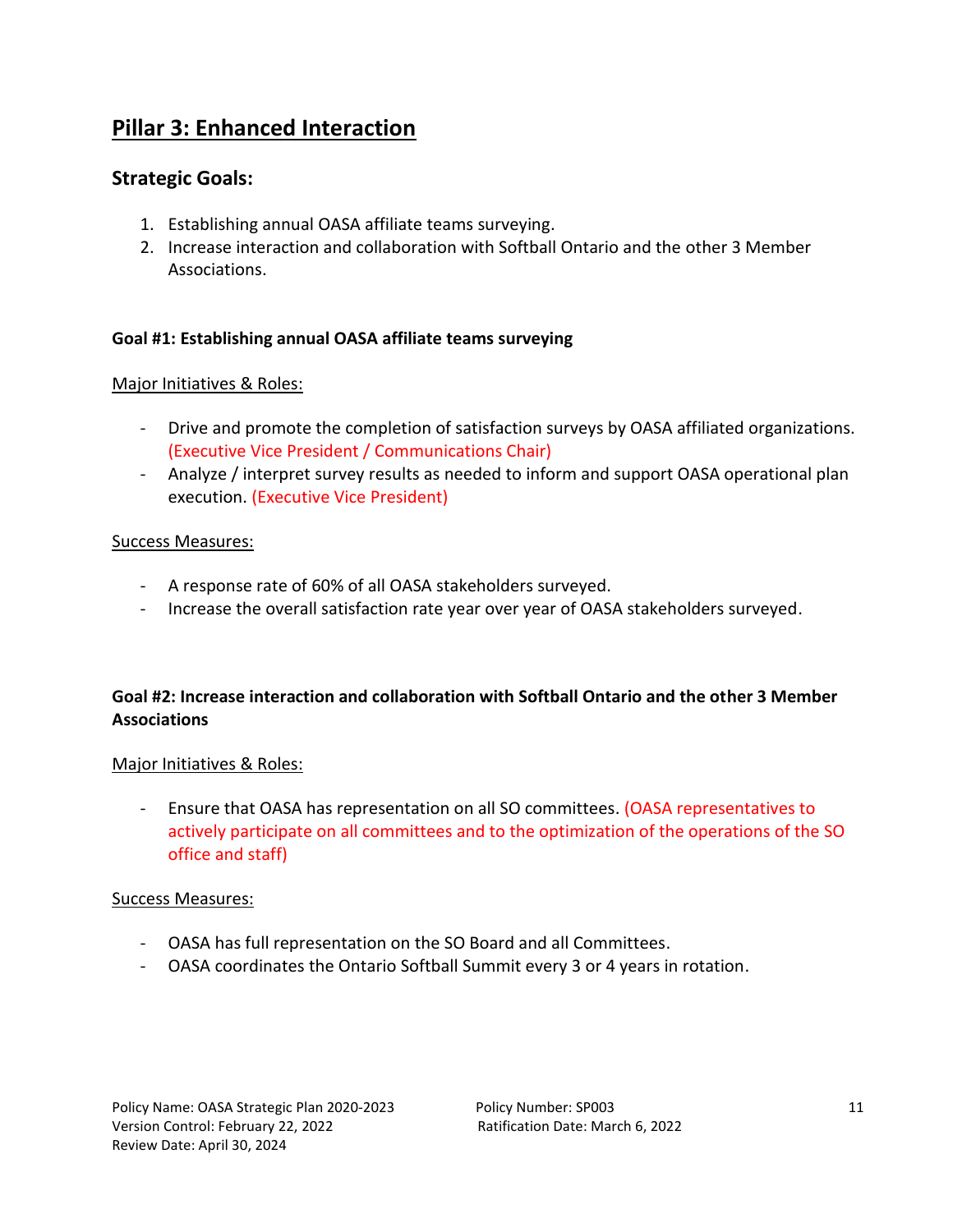## Pillar 3: Enhanced Interaction

### Strategic Goals:

1. Establishing annual OASA affiliate teams surveying.
2. Increase interaction and collaboration with Softball Ontario and the other 3 Member Associations.

**Goal #1: Establishing annual OASA affiliate teams surveying**

Major Initiatives & Roles:

- Drive and promote the completion of satisfaction surveys by OASA affiliated organizations. (Executive Vice President / Communications Chair)
- Analyze / interpret survey results as needed to inform and support OASA operational plan execution. (Executive Vice President)

Success Measures:

- A response rate of 60% of all OASA stakeholders surveyed.
- Increase the overall satisfaction rate year over year of OASA stakeholders surveyed.

**Goal #2: Increase interaction and collaboration with Softball Ontario and the other 3 Member Associations**

Major Initiatives & Roles:

- Ensure that OASA has representation on all SO committees. (OASA representatives to actively participate on all committees and to the optimization of the operations of the SO office and staff)

Success Measures:

- OASA has full representation on the SO Board and all Committees.
- OASA coordinates the Ontario Softball Summit every 3 or 4 years in rotation.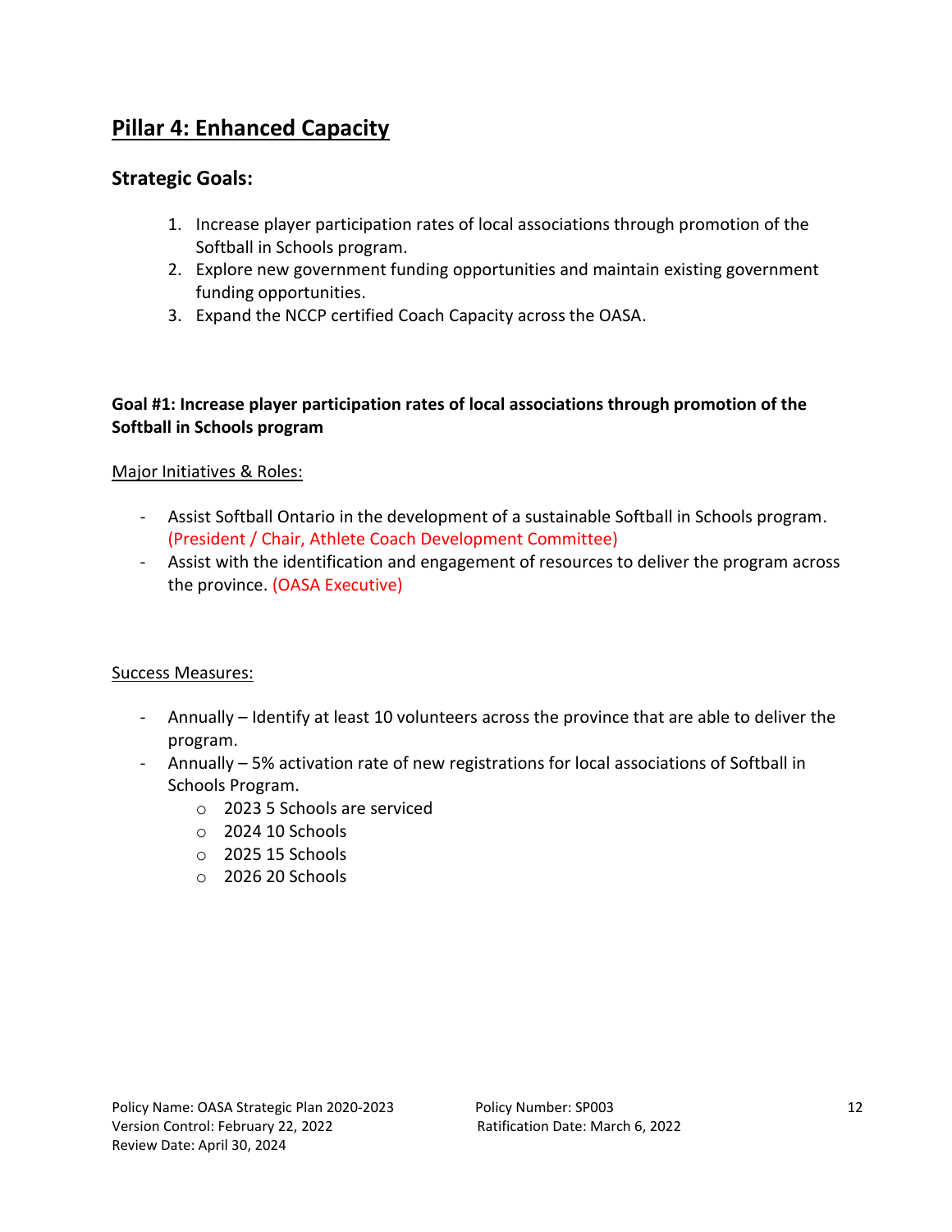## Pillar 4: Enhanced Capacity

### Strategic Goals:

1. Increase player participation rates of local associations through promotion of the Softball in Schools program.
2. Explore new government funding opportunities and maintain existing government funding opportunities.
3. Expand the NCCP certified Coach Capacity across the OASA.

**Goal #1: Increase player participation rates of local associations through promotion of the Softball in Schools program**

Major Initiatives & Roles:

- Assist Softball Ontario in the development of a sustainable Softball in Schools program. (President / Chair, Athlete Coach Development Committee)
- Assist with the identification and engagement of resources to deliver the program across the province. (OASA Executive)

Success Measures:

- Annually – Identify at least 10 volunteers across the province that are able to deliver the program.
- Annually – 5% activation rate of new registrations for local associations of Softball in Schools Program.
    - 2023 5 Schools are serviced
    - 2024 10 Schools
    - 2025 15 Schools
    - 2026 20 Schools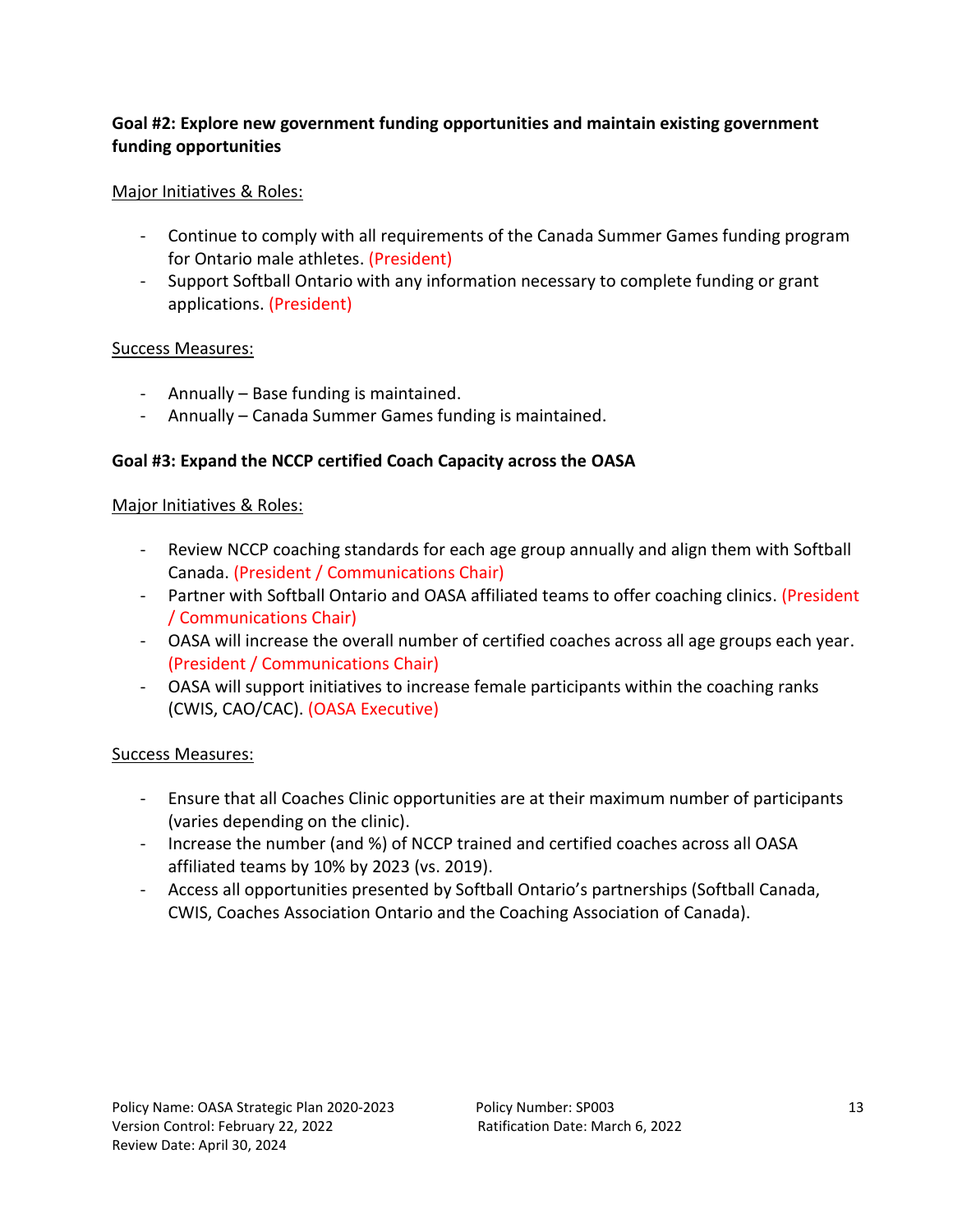**Goal #2: Explore new government funding opportunities and maintain existing government funding opportunities**

Major Initiatives & Roles:

- Continue to comply with all requirements of the Canada Summer Games funding program for Ontario male athletes. (President)
- Support Softball Ontario with any information necessary to complete funding or grant applications. (President)

Success Measures:

- Annually – Base funding is maintained.
- Annually – Canada Summer Games funding is maintained.

**Goal #3: Expand the NCCP certified Coach Capacity across the OASA**

Major Initiatives & Roles:

- Review NCCP coaching standards for each age group annually and align them with Softball Canada. (President / Communications Chair)
- Partner with Softball Ontario and OASA affiliated teams to offer coaching clinics. (President / Communications Chair)
- OASA will increase the overall number of certified coaches across all age groups each year. (President / Communications Chair)
- OASA will support initiatives to increase female participants within the coaching ranks (CWIS, CAO/CAC). (OASA Executive)

Success Measures:

- Ensure that all Coaches Clinic opportunities are at their maximum number of participants (varies depending on the clinic).
- Increase the number (and %) of NCCP trained and certified coaches across all OASA affiliated teams by 10% by 2023 (vs. 2019).
- Access all opportunities presented by Softball Ontario's partnerships (Softball Canada, CWIS, Coaches Association Ontario and the Coaching Association of Canada).